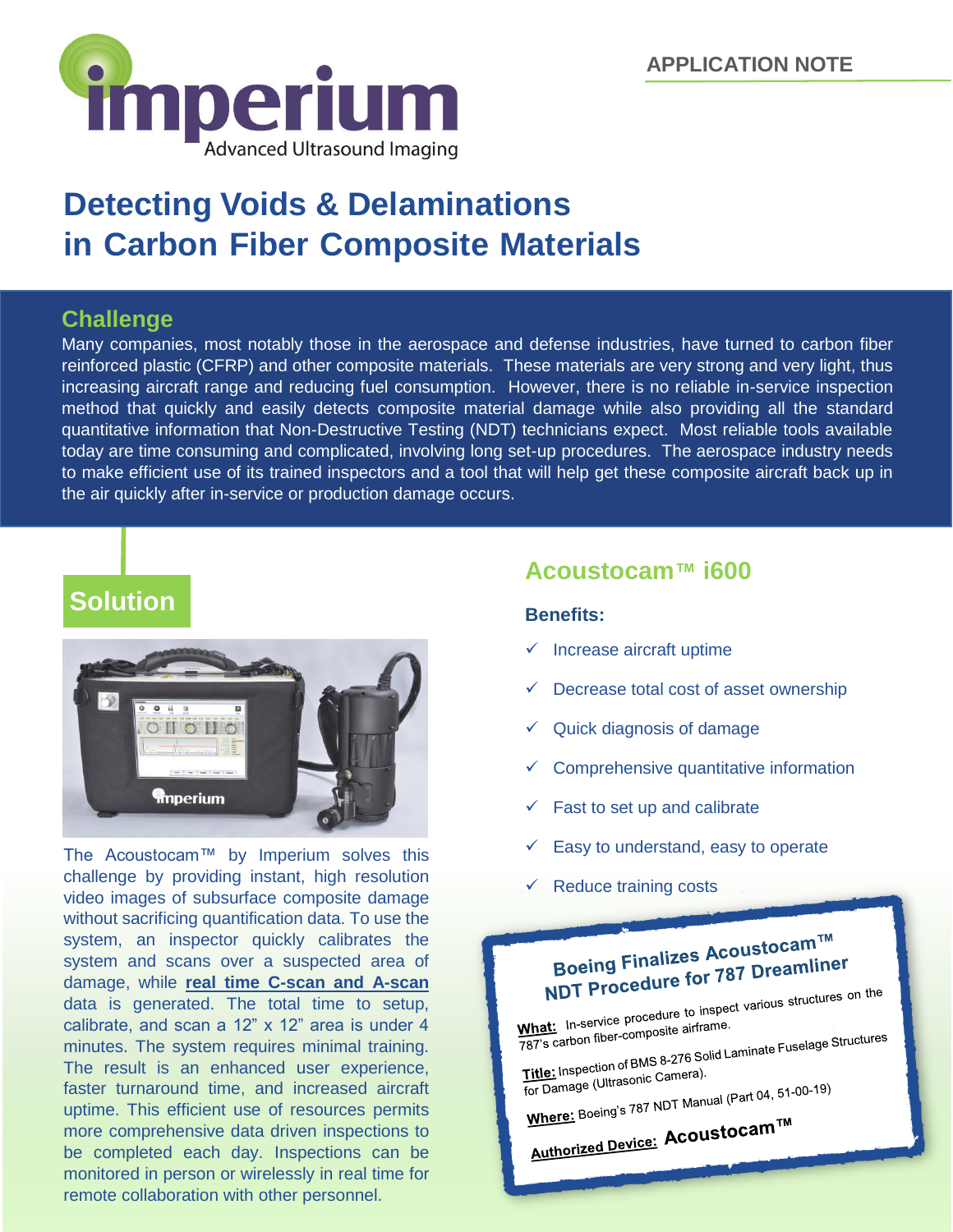imperium
Advanced Ultrasound Imaging

APPLICATION NOTE

# Detecting Voids & Delaminations in Carbon Fiber Composite Materials

## Challenge

Many companies, most notably those in the aerospace and defense industries, have turned to carbon fiber reinforced plastic (CFRP) and other composite materials. These materials are very strong and very light, thus increasing aircraft range and reducing fuel consumption. However, there is no reliable in-service inspection method that quickly and easily detects composite material damage while also providing all the standard quantitative information that Non-Destructive Testing (NDT) technicians expect. Most reliable tools available today are time consuming and complicated, involving long set-up procedures. The aerospace industry needs to make efficient use of its trained inspectors and a tool that will help get these composite aircraft back up in the air quickly after in-service or production damage occurs.

## Solution

The Acoustocam™ by Imperium solves this challenge by providing instant, high resolution video images of subsurface composite damage without sacrificing quantification data. To use the system, an inspector quickly calibrates the system and scans over a suspected area of damage, while **real time C-scan and A-scan** data is generated. The total time to setup, calibrate, and scan a 12” x 12” area is under 4 minutes. The system requires minimal training. The result is an enhanced user experience, faster turnaround time, and increased aircraft uptime. This efficient use of resources permits more comprehensive data driven inspections to be completed each day. Inspections can be monitored in person or wirelessly in real time for remote collaboration with other personnel.

## Acoustocam™ i600

### Benefits:

- ✓ Increase aircraft uptime
- ✓ Decrease total cost of asset ownership
- ✓ Quick diagnosis of damage
- ✓ Comprehensive quantitative information
- ✓ Fast to set up and calibrate
- ✓ Easy to understand, easy to operate
- ✓ Reduce training costs

### Boeing Finalizes Acoustocam™ NDT Procedure for 787 Dreamliner

**What:** In-service procedure to inspect various structures on the 787's carbon fiber-composite airframe.

**Title:** Inspection of BMS 8-276 Solid Laminate Fuselage Structures for Damage (Ultrasonic Camera).

**Where:** Boeing's 787 NDT Manual (Part 04, 51-00-19)

**Authorized Device:** **Acoustocam™**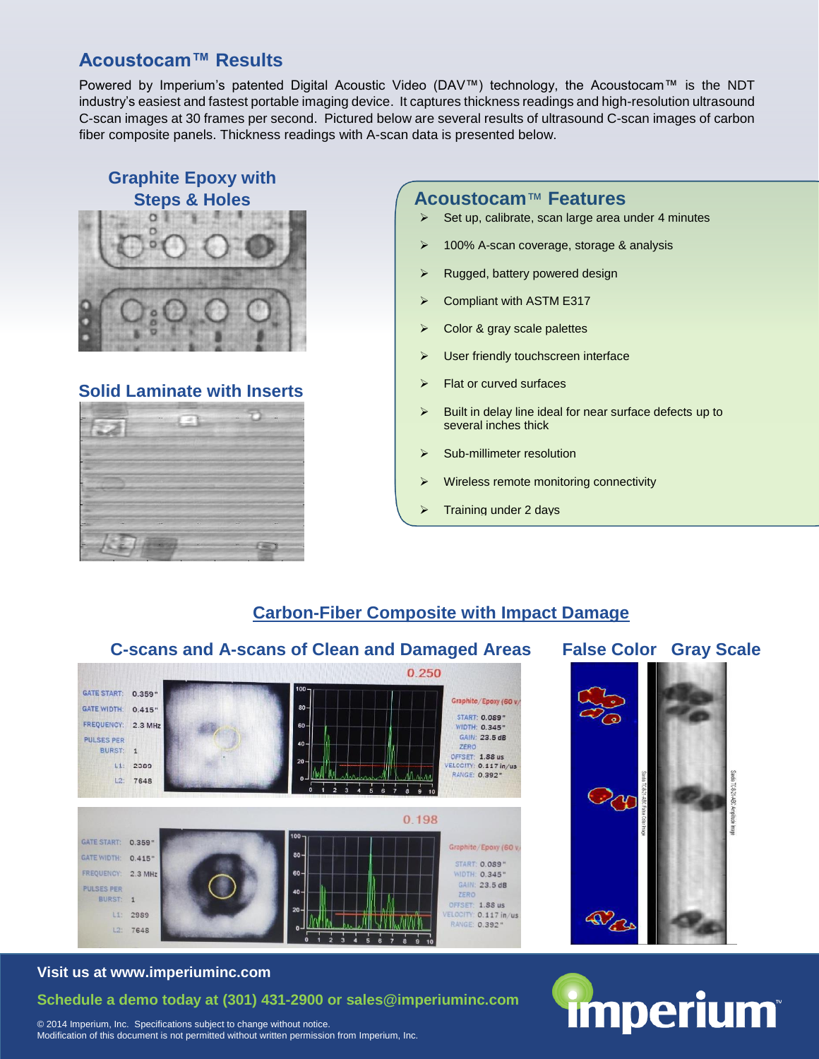## Acoustocam™ Results

Powered by Imperium's patented Digital Acoustic Video (DAV™) technology, the Acoustocam™ is the NDT industry's easiest and fastest portable imaging device. It captures thickness readings and high-resolution ultrasound C-scan images at 30 frames per second. Pictured below are several results of ultrasound C-scan images of carbon fiber composite panels. Thickness readings with A-scan data is presented below.

### Graphite Epoxy with Steps & Holes

### Solid Laminate with Inserts

### Acoustocam™ Features

- Set up, calibrate, scan large area under 4 minutes
- 100% A-scan coverage, storage & analysis
- Rugged, battery powered design
- Compliant with ASTM E317
- Color & gray scale palettes
- User friendly touchscreen interface
- Flat or curved surfaces
- Built in delay line ideal for near surface defects up to several inches thick
- Sub-millimeter resolution
- Wireless remote monitoring connectivity
- Training under 2 days

## Carbon-Fiber Composite with Impact Damage

### C-scans and A-scans of Clean and Damaged Areas

GATE START: 0.359"
GATE WIDTH: 0.415"
FREQUENCY: 2.3 MHz
PULSES PER BURST: 1
L1: 2300
L2: 7648

0.250

Graphite/Epoxy (60 v/
START: 0.089"
WIDTH: 0.345"
GAIN: 23.5 dB
ZERO OFFSET: 1.88 us
VELOCITY: 0.117 in/us
RANGE: 0.392"

GATE START: 0.359"
GATE WIDTH: 0.415"
FREQUENCY: 2.3 MHz
PULSES PER BURST: 1
L1: 2989
L2: 7648

0.198

Graphite/Epoxy (60 v/
START: 0.089"
WIDTH: 0.345"
GAIN: 23.5 dB
ZERO OFFSET: 1.88 us
VELOCITY: 0.117 in/us
RANGE: 0.392"

### False Color   Gray Scale

**Visit us at www.imperiuminc.com**

**Schedule a demo today at (301) 431-2900 or sales@imperiuminc.com**

© 2014 Imperium, Inc. Specifications subject to change without notice.
Modification of this document is not permitted without written permission from Imperium, Inc.

imperium™